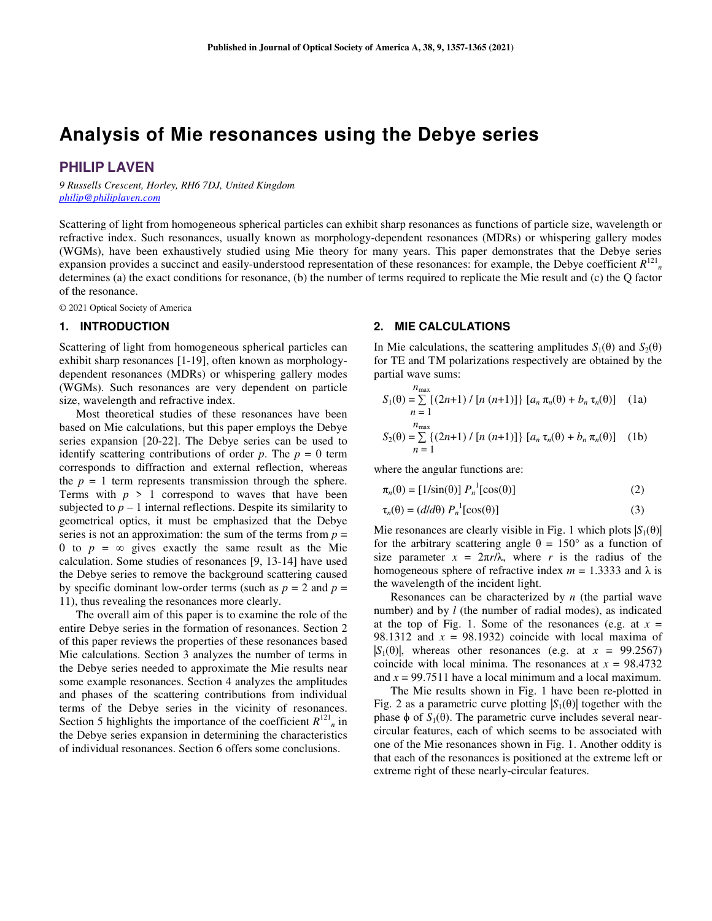# Analysis of Mie resonances using the Debye series

## PHILIP LAVEN

*9 Russells Crescent, Horley, RH6 7DJ, United Kingdom*
*philip@philiplaven.com*

Scattering of light from homogeneous spherical particles can exhibit sharp resonances as functions of particle size, wavelength or refractive index. Such resonances, usually known as morphology-dependent resonances (MDRs) or whispering gallery modes (WGMs), have been exhaustively studied using Mie theory for many years. This paper demonstrates that the Debye series expansion provides a succinct and easily-understood representation of these resonances: for example, the Debye coefficient $R^{121}{}_n$ determines (a) the exact conditions for resonance, (b) the number of terms required to replicate the Mie result and (c) the Q factor of the resonance.

© 2021 Optical Society of America

## 1. INTRODUCTION

Scattering of light from homogeneous spherical particles can exhibit sharp resonances [1-19], often known as morphology-dependent resonances (MDRs) or whispering gallery modes (WGMs). Such resonances are very dependent on particle size, wavelength and refractive index.

Most theoretical studies of these resonances have been based on Mie calculations, but this paper employs the Debye series expansion [20-22]. The Debye series can be used to identify scattering contributions of order $p$. The $p = 0$ term corresponds to diffraction and external reflection, whereas the $p = 1$ term represents transmission through the sphere. Terms with $p > 1$ correspond to waves that have been subjected to $p - 1$ internal reflections. Despite its similarity to geometrical optics, it must be emphasized that the Debye series is not an approximation: the sum of the terms from $p = 0$ to $p = \infty$ gives exactly the same result as the Mie calculation. Some studies of resonances [9, 13-14] have used the Debye series to remove the background scattering caused by specific dominant low-order terms (such as $p = 2$ and $p = 11$), thus revealing the resonances more clearly.

The overall aim of this paper is to examine the role of the entire Debye series in the formation of resonances. Section 2 of this paper reviews the properties of these resonances based Mie calculations. Section 3 analyzes the number of terms in the Debye series needed to approximate the Mie results near some example resonances. Section 4 analyzes the amplitudes and phases of the scattering contributions from individual terms of the Debye series in the vicinity of resonances. Section 5 highlights the importance of the coefficient $R^{121}{}_n$ in the Debye series expansion in determining the characteristics of individual resonances. Section 6 offers some conclusions.

## 2. MIE CALCULATIONS

In Mie calculations, the scattering amplitudes $S_1(\theta)$ and $S_2(\theta)$ for TE and TM polarizations respectively are obtained by the partial wave sums:

$$S_1(\theta) = \sum_{n=1}^{n_{\max}} \{(2n+1) / [n\,(n+1)]\}\; [a_n\, \pi_n(\theta) + b_n\, \tau_n(\theta)] \quad (1a)$$

$$S_2(\theta) = \sum_{n=1}^{n_{\max}} \{(2n+1) / [n\,(n+1)]\}\; [a_n\, \tau_n(\theta) + b_n\, \pi_n(\theta)] \quad (1b)$$

where the angular functions are:

$$\pi_n(\theta) = [1/\sin(\theta)]\; P_n^{\,1}[\cos(\theta)] \quad (2)$$

$$\tau_n(\theta) = (d/d\theta)\; P_n^{\,1}[\cos(\theta)] \quad (3)$$

Mie resonances are clearly visible in Fig. 1 which plots $|S_1(\theta)|$ for the arbitrary scattering angle $\theta = 150°$ as a function of size parameter $x = 2\pi r/\lambda$, where $r$ is the radius of the homogeneous sphere of refractive index $m = 1.3333$ and $\lambda$ is the wavelength of the incident light.

Resonances can be characterized by $n$ (the partial wave number) and by $l$ (the number of radial modes), as indicated at the top of Fig. 1. Some of the resonances (e.g. at $x = 98.1312$ and $x = 98.1932$) coincide with local maxima of $|S_1(\theta)|$, whereas other resonances (e.g. at $x = 99.2567$) coincide with local minima. The resonances at $x = 98.4732$ and $x = 99.7511$ have a local minimum and a local maximum.

The Mie results shown in Fig. 1 have been re-plotted in Fig. 2 as a parametric curve plotting $|S_1(\theta)|$ together with the phase $\phi$ of $S_1(\theta)$. The parametric curve includes several near-circular features, each of which seems to be associated with one of the Mie resonances shown in Fig. 1. Another oddity is that each of the resonances is positioned at the extreme left or extreme right of these nearly-circular features.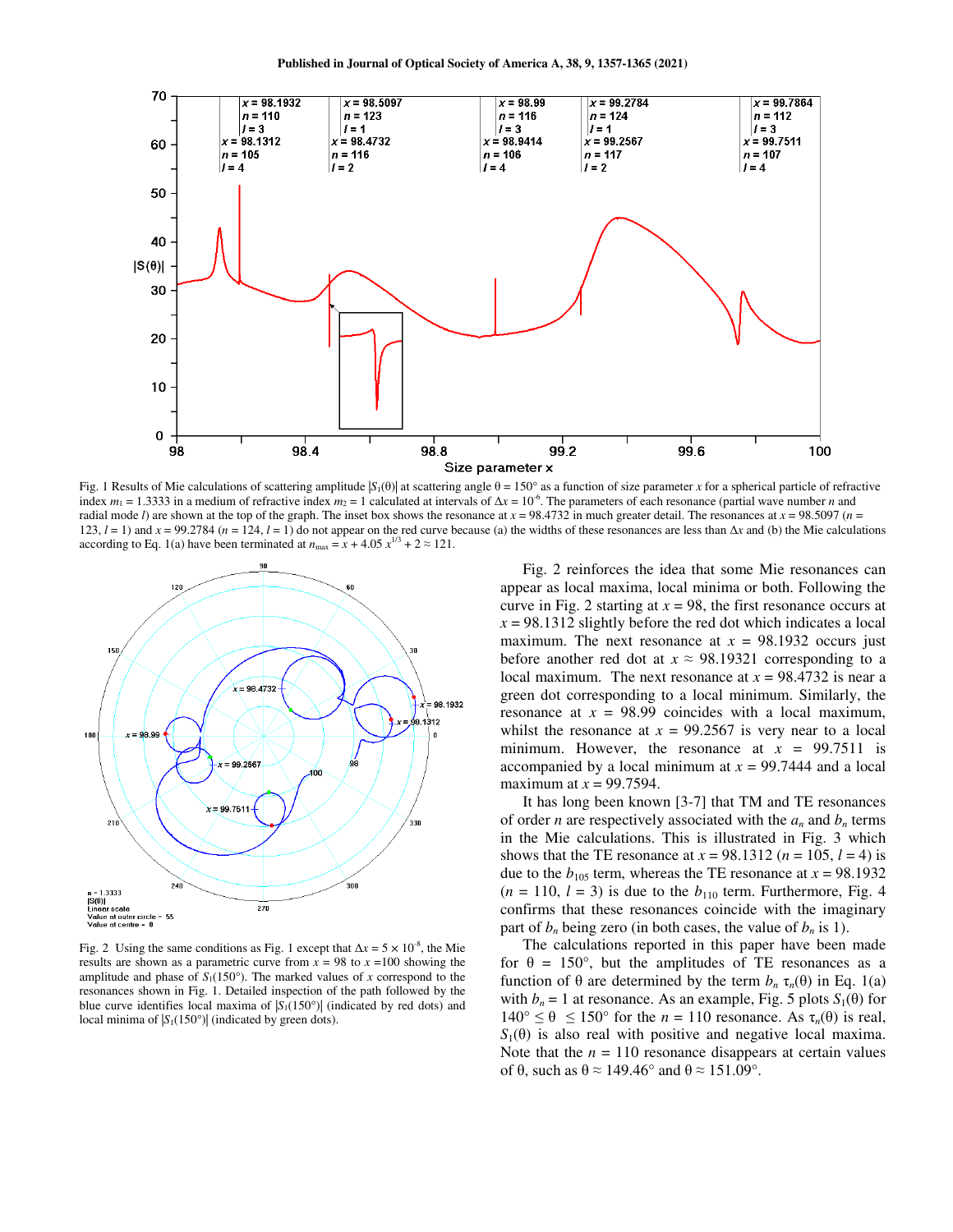Fig. 1 Results of Mie calculations of scattering amplitude $|S_1(\theta)|$ at scattering angle $\theta = 150°$ as a function of size parameter $x$ for a spherical particle of refractive index $m_1 = 1.3333$ in a medium of refractive index $m_2 = 1$ calculated at intervals of $\Delta x = 10^{-6}$. The parameters of each resonance (partial wave number $n$ and radial mode $l$) are shown at the top of the graph. The inset box shows the resonance at $x = 98.4732$ in much greater detail. The resonances at $x = 98.5097$ ($n = 123$, $l = 1$) and $x = 99.2784$ ($n = 124$, $l = 1$) do not appear on the red curve because (a) the widths of these resonances are less than $\Delta x$ and (b) the Mie calculations according to Eq. 1(a) have been terminated at $n_{max} = x + 4.05\,x^{1/3} + 2 \approx 121$.

Fig. 2 Using the same conditions as Fig. 1 except that $\Delta x = 5 \times 10^{-8}$, the Mie results are shown as a parametric curve from $x = 98$ to $x = 100$ showing the amplitude and phase of $S_1(150°)$. The marked values of $x$ correspond to the resonances shown in Fig. 1. Detailed inspection of the path followed by the blue curve identifies local maxima of $|S_1(150°)|$ (indicated by red dots) and local minima of $|S_1(150°)|$ (indicated by green dots).

Fig. 2 reinforces the idea that some Mie resonances can appear as local maxima, local minima or both. Following the curve in Fig. 2 starting at $x = 98$, the first resonance occurs at $x = 98.1312$ slightly before the red dot which indicates a local maximum. The next resonance at $x = 98.1932$ occurs just before another red dot at $x \approx 98.19321$ corresponding to a local maximum. The next resonance at $x = 98.4732$ is near a green dot corresponding to a local minimum. Similarly, the resonance at $x = 98.99$ coincides with a local maximum, whilst the resonance at $x = 99.2567$ is very near to a local minimum. However, the resonance at $x = 99.7511$ is accompanied by a local minimum at $x = 99.7444$ and a local maximum at $x = 99.7594$.

It has long been known [3-7] that TM and TE resonances of order $n$ are respectively associated with the $a_n$ and $b_n$ terms in the Mie calculations. This is illustrated in Fig. 3 which shows that the TE resonance at $x = 98.1312$ ($n = 105$, $l = 4$) is due to the $b_{105}$ term, whereas the TE resonance at $x = 98.1932$ ($n = 110$, $l = 3$) is due to the $b_{110}$ term. Furthermore, Fig. 4 confirms that these resonances coincide with the imaginary part of $b_n$ being zero (in both cases, the value of $b_n$ is 1).

The calculations reported in this paper have been made for $\theta = 150°$, but the amplitudes of TE resonances as a function of $\theta$ are determined by the term $b_n\,\tau_n(\theta)$ in Eq. 1(a) with $b_n = 1$ at resonance. As an example, Fig. 5 plots $S_1(\theta)$ for $140° \leq \theta \leq 150°$ for the $n = 110$ resonance. As $\tau_n(\theta)$ is real, $S_1(\theta)$ is also real with positive and negative local maxima. Note that the $n = 110$ resonance disappears at certain values of $\theta$, such as $\theta \approx 149.46°$ and $\theta \approx 151.09°$.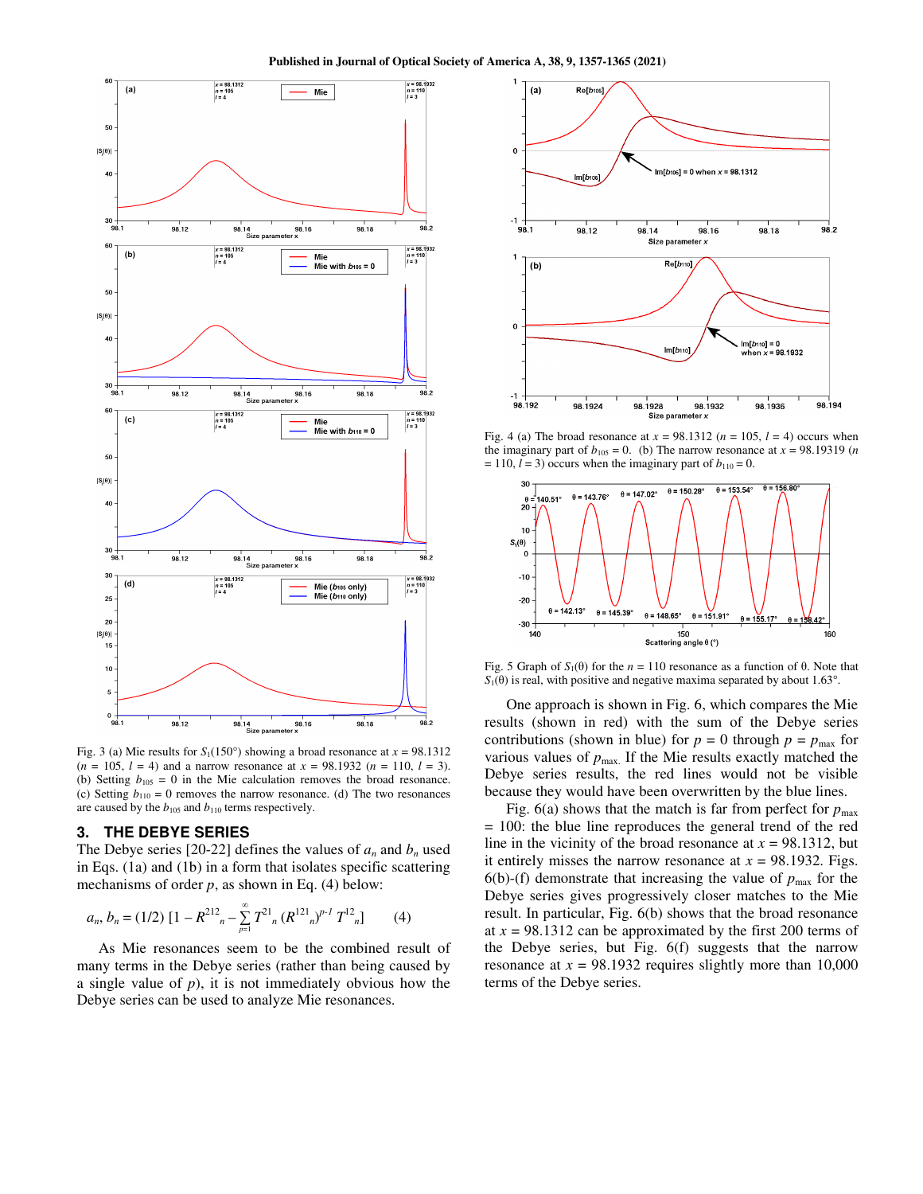Fig. 3 (a) Mie results for $S_1(150°)$ showing a broad resonance at $x$ = 98.1312 ($n$ = 105, $l$ = 4) and a narrow resonance at $x$ = 98.1932 ($n$ = 110, $l$ = 3). (b) Setting $b_{105}$ = 0 in the Mie calculation removes the broad resonance. (c) Setting $b_{110}$ = 0 removes the narrow resonance. (d) The two resonances are caused by the $b_{105}$ and $b_{110}$ terms respectively.

Fig. 4 (a) The broad resonance at $x$ = 98.1312 ($n$ = 105, $l$ = 4) occurs when the imaginary part of $b_{105}$ = 0. (b) The narrow resonance at $x$ = 98.19319 ($n$ = 110, $l$ = 3) occurs when the imaginary part of $b_{110}$ = 0.

Fig. 5 Graph of $S_1(\theta)$ for the $n$ = 110 resonance as a function of θ. Note that $S_1(\theta)$ is real, with positive and negative maxima separated by about 1.63°.

## 3. THE DEBYE SERIES

The Debye series [20-22] defines the values of $a_n$ and $b_n$ used in Eqs. (1a) and (1b) in a form that isolates specific scattering mechanisms of order $p$, as shown in Eq. (4) below:

$$a_n, b_n = (1/2)\left[1 - R^{212}{}_n - \sum_{p=1}^{\infty} T^{21}{}_n \,(R^{121}{}_n)^{p-1}\, T^{12}{}_n\right] \qquad (4)$$

As Mie resonances seem to be the combined result of many terms in the Debye series (rather than being caused by a single value of $p$), it is not immediately obvious how the Debye series can be used to analyze Mie resonances.

One approach is shown in Fig. 6, which compares the Mie results (shown in red) with the sum of the Debye series contributions (shown in blue) for $p$ = 0 through $p = p_{max}$ for various values of $p_{max}$. If the Mie results exactly matched the Debye series results, the red lines would not be visible because they would have been overwritten by the blue lines.

Fig. 6(a) shows that the match is far from perfect for $p_{max}$ = 100: the blue line reproduces the general trend of the red line in the vicinity of the broad resonance at $x$ = 98.1312, but it entirely misses the narrow resonance at $x$ = 98.1932. Figs. 6(b)-(f) demonstrate that increasing the value of $p_{max}$ for the Debye series gives progressively closer matches to the Mie result. In particular, Fig. 6(b) shows that the broad resonance at $x$ = 98.1312 can be approximated by the first 200 terms of the Debye series, but Fig. 6(f) suggests that the narrow resonance at $x$ = 98.1932 requires slightly more than 10,000 terms of the Debye series.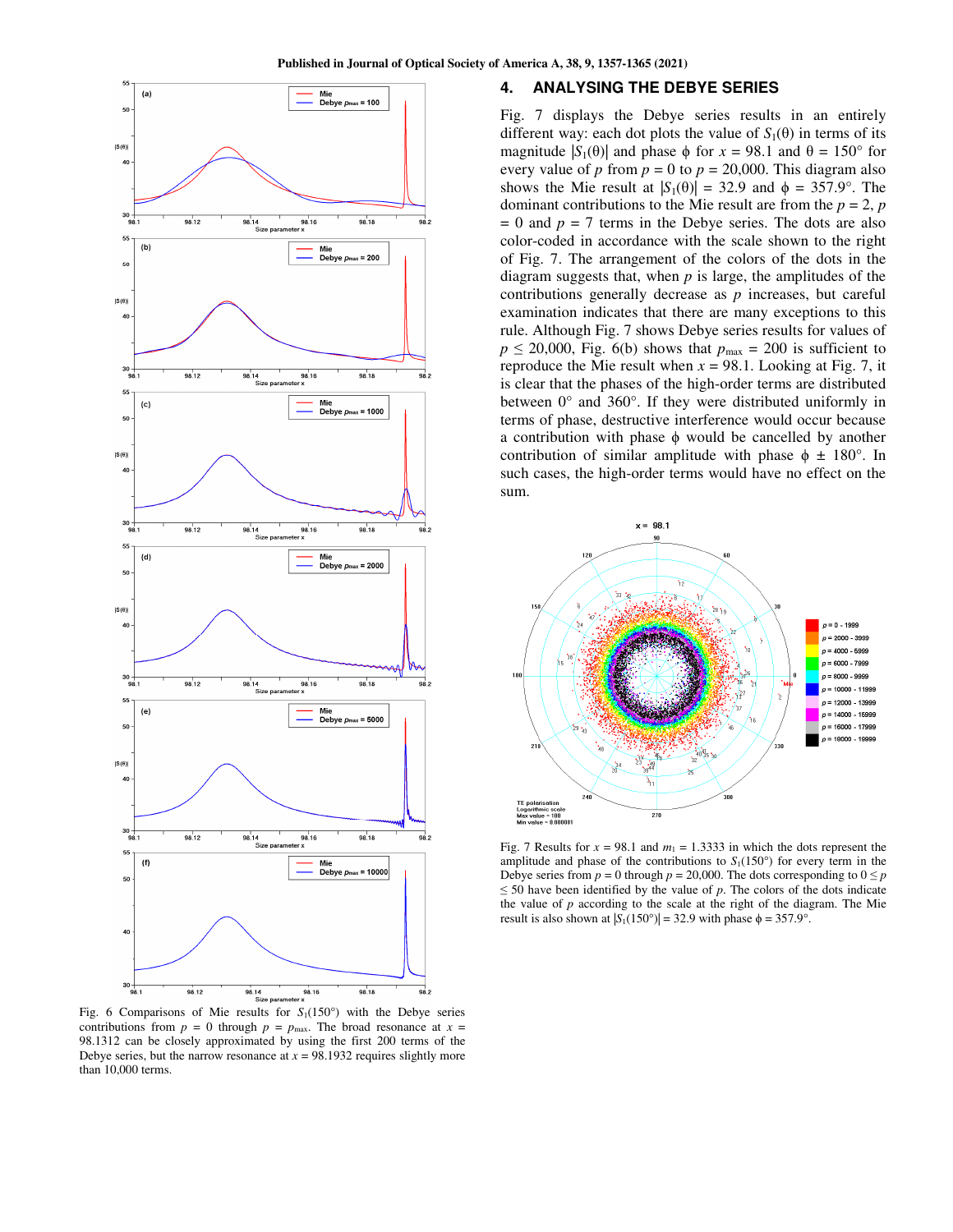## 4. ANALYSING THE DEBYE SERIES

Fig. 7 displays the Debye series results in an entirely different way: each dot plots the value of $S_1(\theta)$ in terms of its magnitude $|S_1(\theta)|$ and phase $\phi$ for $x = 98.1$ and $\theta = 150°$ for every value of $p$ from $p = 0$ to $p = 20{,}000$. This diagram also shows the Mie result at $|S_1(\theta)| = 32.9$ and $\phi = 357.9°$. The dominant contributions to the Mie result are from the $p = 2$, $p = 0$ and $p = 7$ terms in the Debye series. The dots are also color-coded in accordance with the scale shown to the right of Fig. 7. The arrangement of the colors of the dots in the diagram suggests that, when $p$ is large, the amplitudes of the contributions generally decrease as $p$ increases, but careful examination indicates that there are many exceptions to this rule. Although Fig. 7 shows Debye series results for values of $p \leq 20{,}000$, Fig. 6(b) shows that $p_{max} = 200$ is sufficient to reproduce the Mie result when $x = 98.1$. Looking at Fig. 7, it is clear that the phases of the high-order terms are distributed between 0° and 360°. If they were distributed uniformly in terms of phase, destructive interference would occur because a contribution with phase $\phi$ would be cancelled by another contribution of similar amplitude with phase $\phi \pm 180°$. In such cases, the high-order terms would have no effect on the sum.

Fig. 6 Comparisons of Mie results for $S_1(150°)$ with the Debye series contributions from $p = 0$ through $p = p_{max}$. The broad resonance at $x = 98.1312$ can be closely approximated by using the first 200 terms of the Debye series, but the narrow resonance at $x = 98.1932$ requires slightly more than 10,000 terms.

Fig. 7 Results for $x = 98.1$ and $m_1 = 1.3333$ in which the dots represent the amplitude and phase of the contributions to $S_1(150°)$ for every term in the Debye series from $p = 0$ through $p = 20{,}000$. The dots corresponding to $0 \leq p \leq 50$ have been identified by the value of $p$. The colors of the dots indicate the value of $p$ according to the scale at the right of the diagram. The Mie result is also shown at $|S_1(150°)| = 32.9$ with phase $\phi = 357.9°$.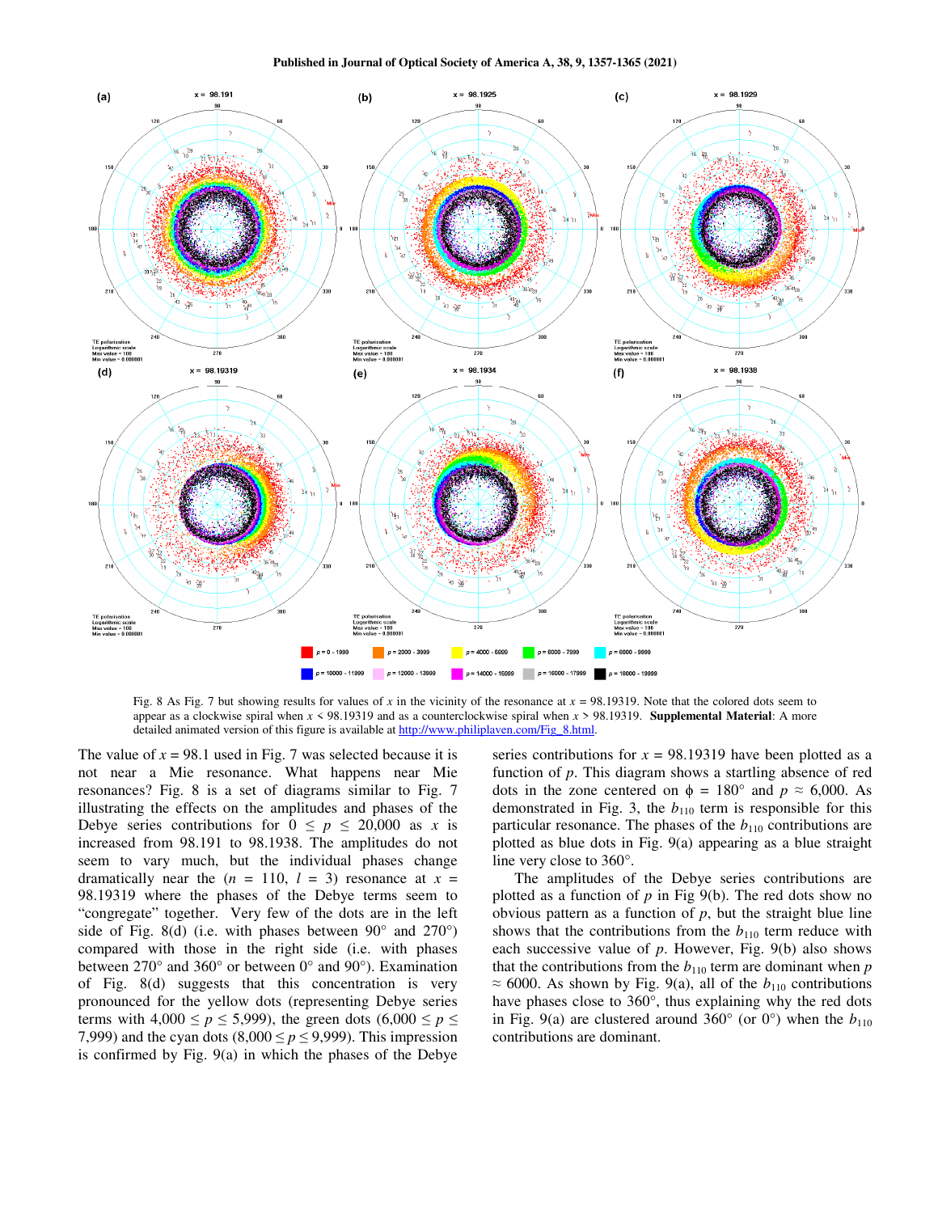Fig. 8 As Fig. 7 but showing results for values of $x$ in the vicinity of the resonance at $x = 98.19319$. Note that the colored dots seem to appear as a clockwise spiral when $x < 98.19319$ and as a counterclockwise spiral when $x > 98.19319$. **Supplemental Material**: A more detailed animated version of this figure is available at http://www.philiplaven.com/Fig_8.html.

The value of $x = 98.1$ used in Fig. 7 was selected because it is not near a Mie resonance. What happens near Mie resonances? Fig. 8 is a set of diagrams similar to Fig. 7 illustrating the effects on the amplitudes and phases of the Debye series contributions for $0 \leq p \leq 20{,}000$ as $x$ is increased from 98.191 to 98.1938. The amplitudes do not seem to vary much, but the individual phases change dramatically near the ($n = 110$, $l = 3$) resonance at $x = 98.19319$ where the phases of the Debye terms seem to "congregate" together. Very few of the dots are in the left side of Fig. 8(d) (i.e. with phases between 90° and 270°) compared with those in the right side (i.e. with phases between 270° and 360° or between 0° and 90°). Examination of Fig. 8(d) suggests that this concentration is very pronounced for the yellow dots (representing Debye series terms with $4{,}000 \leq p \leq 5{,}999$), the green dots ($6{,}000 \leq p \leq 7{,}999$) and the cyan dots ($8{,}000 \leq p \leq 9{,}999$). This impression is confirmed by Fig. 9(a) in which the phases of the Debye series contributions for $x = 98.19319$ have been plotted as a function of $p$. This diagram shows a startling absence of red dots in the zone centered on $\phi = 180°$ and $p \approx 6{,}000$. As demonstrated in Fig. 3, the $b_{110}$ term is responsible for this particular resonance. The phases of the $b_{110}$ contributions are plotted as blue dots in Fig. 9(a) appearing as a blue straight line very close to 360°.

The amplitudes of the Debye series contributions are plotted as a function of $p$ in Fig 9(b). The red dots show no obvious pattern as a function of $p$, but the straight blue line shows that the contributions from the $b_{110}$ term reduce with each successive value of $p$. However, Fig. 9(b) also shows that the contributions from the $b_{110}$ term are dominant when $p \approx 6000$. As shown by Fig. 9(a), all of the $b_{110}$ contributions have phases close to 360°, thus explaining why the red dots in Fig. 9(a) are clustered around 360° (or 0°) when the $b_{110}$ contributions are dominant.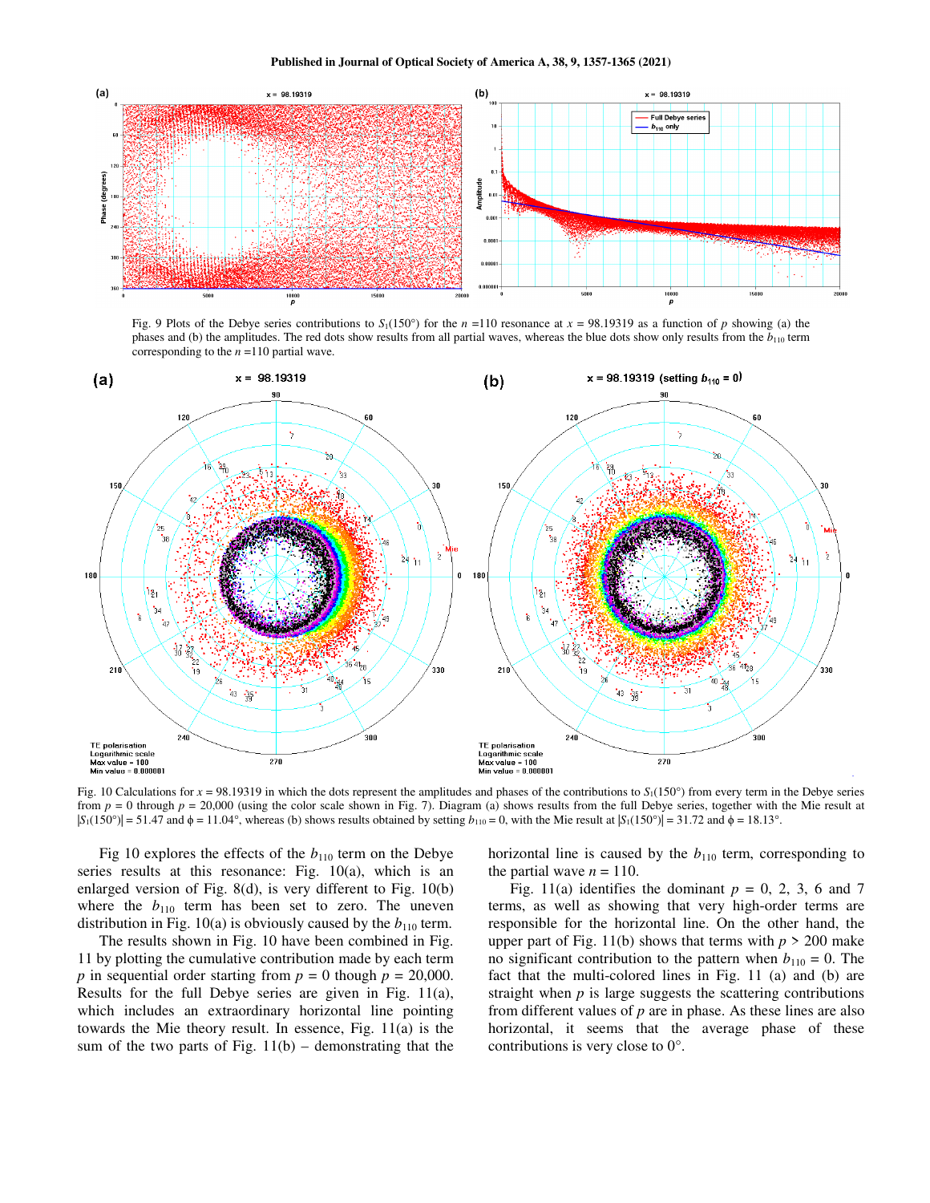Fig. 9 Plots of the Debye series contributions to $S_1(150°)$ for the $n$ =110 resonance at $x$ = 98.19319 as a function of $p$ showing (a) the phases and (b) the amplitudes. The red dots show results from all partial waves, whereas the blue dots show only results from the $b_{110}$ term corresponding to the $n$ =110 partial wave.

Fig. 10 Calculations for $x$ = 98.19319 in which the dots represent the amplitudes and phases of the contributions to $S_1(150°)$ from every term in the Debye series from $p$ = 0 through $p$ = 20,000 (using the color scale shown in Fig. 7). Diagram (a) shows results from the full Debye series, together with the Mie result at $|S_1(150°)|$ = 51.47 and $\phi$ = 11.04°, whereas (b) shows results obtained by setting $b_{110}$ = 0, with the Mie result at $|S_1(150°)|$ = 31.72 and $\phi$ = 18.13°.

Fig 10 explores the effects of the $b_{110}$ term on the Debye series results at this resonance: Fig. 10(a), which is an enlarged version of Fig. 8(d), is very different to Fig. 10(b) where the $b_{110}$ term has been set to zero. The uneven distribution in Fig. 10(a) is obviously caused by the $b_{110}$ term.

The results shown in Fig. 10 have been combined in Fig. 11 by plotting the cumulative contribution made by each term $p$ in sequential order starting from $p$ = 0 though $p$ = 20,000. Results for the full Debye series are given in Fig. 11(a), which includes an extraordinary horizontal line pointing towards the Mie theory result. In essence, Fig. 11(a) is the sum of the two parts of Fig. 11(b) – demonstrating that the horizontal line is caused by the $b_{110}$ term, corresponding to the partial wave $n$ = 110.

Fig. 11(a) identifies the dominant $p$ = 0, 2, 3, 6 and 7 terms, as well as showing that very high-order terms are responsible for the horizontal line. On the other hand, the upper part of Fig. 11(b) shows that terms with $p$ > 200 make no significant contribution to the pattern when $b_{110}$ = 0. The fact that the multi-colored lines in Fig. 11 (a) and (b) are straight when $p$ is large suggests the scattering contributions from different values of $p$ are in phase. As these lines are also horizontal, it seems that the average phase of these contributions is very close to 0°.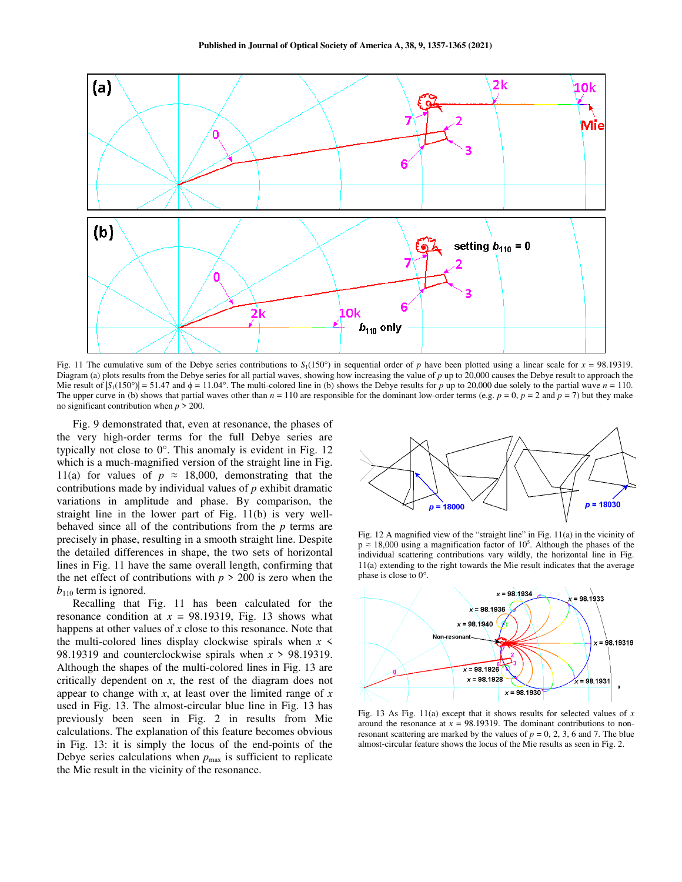Fig. 11 The cumulative sum of the Debye series contributions to $S_1(150°)$ in sequential order of $p$ have been plotted using a linear scale for $x$ = 98.19319. Diagram (a) plots results from the Debye series for all partial waves, showing how increasing the value of $p$ up to 20,000 causes the Debye result to approach the Mie result of $|S_1(150°)|$ = 51.47 and $\phi$ = 11.04°. The multi-colored line in (b) shows the Debye results for $p$ up to 20,000 due solely to the partial wave $n$ = 110. The upper curve in (b) shows that partial waves other than $n$ = 110 are responsible for the dominant low-order terms (e.g. $p$ = 0, $p$ = 2 and $p$ = 7) but they make no significant contribution when $p$ > 200.

Fig. 9 demonstrated that, even at resonance, the phases of the very high-order terms for the full Debye series are typically not close to 0°. This anomaly is evident in Fig. 12 which is a much-magnified version of the straight line in Fig. 11(a) for values of $p \approx$ 18,000, demonstrating that the contributions made by individual values of $p$ exhibit dramatic variations in amplitude and phase. By comparison, the straight line in the lower part of Fig. 11(b) is very well-behaved since all of the contributions from the $p$ terms are precisely in phase, resulting in a smooth straight line. Despite the detailed differences in shape, the two sets of horizontal lines in Fig. 11 have the same overall length, confirming that the net effect of contributions with $p$ > 200 is zero when the $b_{110}$ term is ignored.

Recalling that Fig. 11 has been calculated for the resonance condition at $x$ = 98.19319, Fig. 13 shows what happens at other values of $x$ close to this resonance. Note that the multi-colored lines display clockwise spirals when $x$ < 98.19319 and counterclockwise spirals when $x$ > 98.19319. Although the shapes of the multi-colored lines in Fig. 13 are critically dependent on $x$, the rest of the diagram does not appear to change with $x$, at least over the limited range of $x$ used in Fig. 13. The almost-circular blue line in Fig. 13 has previously been seen in Fig. 2 in results from Mie calculations. The explanation of this feature becomes obvious in Fig. 13: it is simply the locus of the end-points of the Debye series calculations when $p_{max}$ is sufficient to replicate the Mie result in the vicinity of the resonance.

Fig. 12 A magnified view of the "straight line" in Fig. 11(a) in the vicinity of p ≈ 18,000 using a magnification factor of $10^5$. Although the phases of the individual scattering contributions vary wildly, the horizontal line in Fig. 11(a) extending to the right towards the Mie result indicates that the average phase is close to 0°.

Fig. 13 As Fig. 11(a) except that it shows results for selected values of $x$ around the resonance at $x$ = 98.19319. The dominant contributions to non-resonant scattering are marked by the values of $p$ = 0, 2, 3, 6 and 7. The blue almost-circular feature shows the locus of the Mie results as seen in Fig. 2.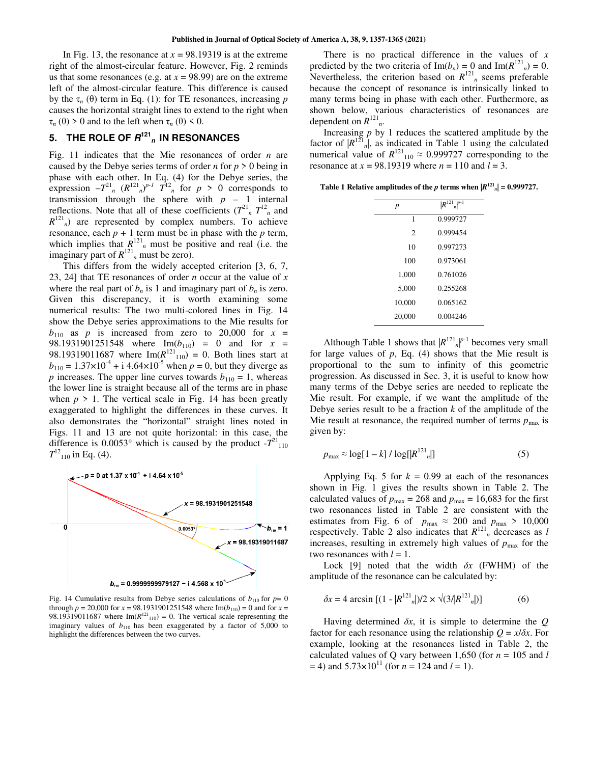In Fig. 13, the resonance at $x = 98.19319$ is at the extreme right of the almost-circular feature. However, Fig. 2 reminds us that some resonances (e.g. at $x = 98.99$) are on the extreme left of the almost-circular feature. This difference is caused by the $\tau_n(\theta)$ term in Eq. (1): for TE resonances, increasing $p$ causes the horizontal straight lines to extend to the right when $\tau_n(\theta) > 0$ and to the left when $\tau_n(\theta) < 0$.

## 5. THE ROLE OF $R^{121}{}_n$ IN RESONANCES

Fig. 11 indicates that the Mie resonances of order $n$ are caused by the Debye series terms of order $n$ for $p > 0$ being in phase with each other. In Eq. (4) for the Debye series, the expression $-T^{21}{}_n (R^{121}{}_n)^{p-1} T^{12}{}_n$ for $p > 0$ corresponds to transmission through the sphere with $p - 1$ internal reflections. Note that all of these coefficients ($T^{21}{}_n$, $T^{12}{}_n$ and $R^{121}{}_n$) are represented by complex numbers. To achieve resonance, each $p + 1$ term must be in phase with the $p$ term, which implies that $R^{121}{}_n$ must be positive and real (i.e. the imaginary part of $R^{121}{}_n$ must be zero).

This differs from the widely accepted criterion [3, 6, 7, 23, 24] that TE resonances of order $n$ occur at the value of $x$ where the real part of $b_n$ is 1 and imaginary part of $b_n$ is zero. Given this discrepancy, it is worth examining some numerical results: The two multi-colored lines in Fig. 14 show the Debye series approximations to the Mie results for $b_{110}$ as $p$ is increased from zero to 20,000 for $x = 98.1931901251548$ where $\mathrm{Im}(b_{110}) = 0$ and for $x = 98.19319011687$ where $\mathrm{Im}(R^{121}{}_{110}) = 0$. Both lines start at $b_{110} = 1.37\times10^{-4} + i\,4.64\times10^{-5}$ when $p = 0$, but they diverge as $p$ increases. The upper line curves towards $b_{110} = 1$, whereas the lower line is straight because all of the terms are in phase when $p > 1$. The vertical scale in Fig. 14 has been greatly exaggerated to highlight the differences in these curves. It also demonstrates the "horizontal" straight lines noted in Figs. 11 and 13 are not quite horizontal: in this case, the difference is 0.0053° which is caused by the product $-T^{21}{}_{110} T^{12}{}_{110}$ in Eq. (4).

Fig. 14 Cumulative results from Debye series calculations of $b_{110}$ for $p = 0$ through $p = 20{,}000$ for $x = 98.1931901251548$ where $\mathrm{Im}(b_{110}) = 0$ and for $x = 98.19319011687$ where $\mathrm{Im}(R^{121}{}_{110}) = 0$. The vertical scale representing the imaginary values of $b_{110}$ has been exaggerated by a factor of 5,000 to highlight the differences between the two curves.

There is no practical difference in the values of $x$ predicted by the two criteria of $\mathrm{Im}(b_n) = 0$ and $\mathrm{Im}(R^{121}{}_n) = 0$. Nevertheless, the criterion based on $R^{121}{}_n$ seems preferable because the concept of resonance is intrinsically linked to many terms being in phase with each other. Furthermore, as shown below, various characteristics of resonances are dependent on $R^{121}{}_n$.

Increasing $p$ by 1 reduces the scattered amplitude by the factor of $|R^{121}{}_n|$, as indicated in Table 1 using the calculated numerical value of $R^{121}{}_{110} \approx 0.999727$ corresponding to the resonance at $x = 98.19319$ where $n = 110$ and $l = 3$.

**Table 1 Relative amplitudes of the $p$ terms when $|R^{121}{}_n| = 0.999727$.**

| $p$ | $\lvert R^{121}{}_n\rvert^{p-1}$ |
|---|---|
| 1 | 0.999727 |
| 2 | 0.999454 |
| 10 | 0.997273 |
| 100 | 0.973061 |
| 1,000 | 0.761026 |
| 5,000 | 0.255268 |
| 10,000 | 0.065162 |
| 20,000 | 0.004246 |

Although Table 1 shows that $|R^{121}{}_n|^{p-1}$ becomes very small for large values of $p$, Eq. (4) shows that the Mie result is proportional to the sum to infinity of this geometric progression. As discussed in Sec. 3, it is useful to know how many terms of the Debye series are needed to replicate the Mie result. For example, if we want the amplitude of the Debye series result to be a fraction $k$ of the amplitude of the Mie result at resonance, the required number of terms $p_{\max}$ is given by:

$$p_{\max} \approx \log[1 - k] / \log[|R^{121}{}_n|] \tag{5}$$

Applying Eq. 5 for $k = 0.99$ at each of the resonances shown in Fig. 1 gives the results shown in Table 2. The calculated values of $p_{\max} = 268$ and $p_{\max} = 16{,}683$ for the first two resonances listed in Table 2 are consistent with the estimates from Fig. 6 of $p_{\max} \approx 200$ and $p_{\max} > 10{,}000$ respectively. Table 2 also indicates that $R^{121}{}_n$ decreases as $l$ increases, resulting in extremely high values of $p_{\max}$ for the two resonances with $l = 1$.

Lock [9] noted that the width $\delta x$ (FWHM) of the amplitude of the resonance can be calculated by:

$$\delta x = 4 \arcsin\left[(1 - |R^{121}{}_n|)/2 \times \sqrt{(3/|R^{121}{}_n|)}\right] \tag{6}$$

Having determined $\delta x$, it is simple to determine the $Q$ factor for each resonance using the relationship $Q = x/\delta x$. For example, looking at the resonances listed in Table 2, the calculated values of Q vary between 1,650 (for $n = 105$ and $l = 4$) and $5.73\times10^{11}$ (for $n = 124$ and $l = 1$).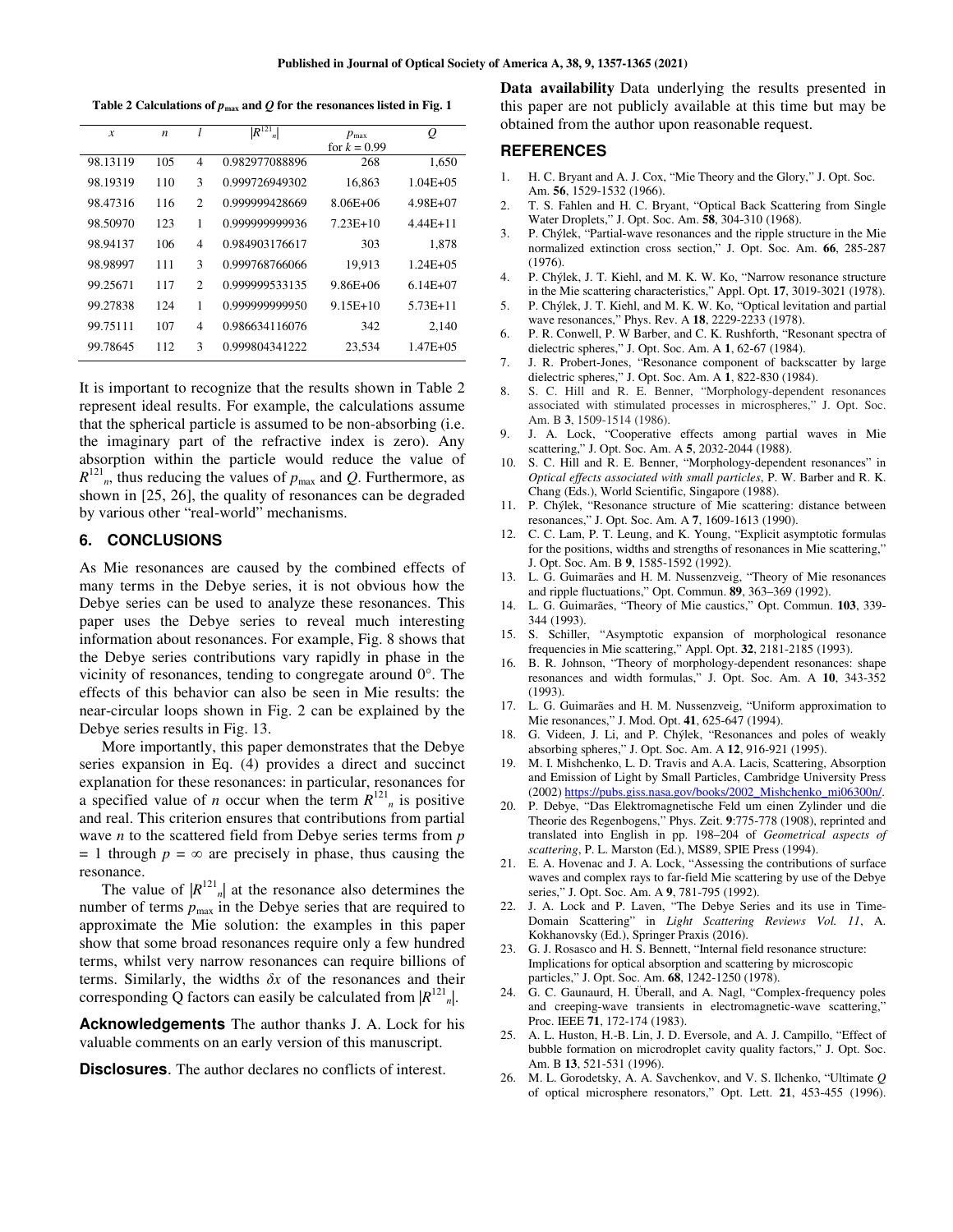**Table 2 Calculations of $p_{max}$ and $Q$ for the resonances listed in Fig. 1**

| $x$ | $n$ | $l$ | $\lvert R^{121}{}_n \rvert$ | $p_{max}$ for $k = 0.99$ | $Q$ |
|---|---|---|---|---|---|
| 98.13119 | 105 | 4 | 0.982977088896 | 268 | 1,650 |
| 98.19319 | 110 | 3 | 0.999726949302 | 16,863 | 1.04E+05 |
| 98.47316 | 116 | 2 | 0.999999428669 | 8.06E+06 | 4.98E+07 |
| 98.50970 | 123 | 1 | 0.999999999936 | 7.23E+10 | 4.44E+11 |
| 98.94137 | 106 | 4 | 0.984903176617 | 303 | 1,878 |
| 98.98997 | 111 | 3 | 0.999768766066 | 19,913 | 1.24E+05 |
| 99.25671 | 117 | 2 | 0.999999533135 | 9.86E+06 | 6.14E+07 |
| 99.27838 | 124 | 1 | 0.999999999950 | 9.15E+10 | 5.73E+11 |
| 99.75111 | 107 | 4 | 0.986634116076 | 342 | 2,140 |
| 99.78645 | 112 | 3 | 0.999804341222 | 23,534 | 1.47E+05 |

It is important to recognize that the results shown in Table 2 represent ideal results. For example, the calculations assume that the spherical particle is assumed to be non-absorbing (i.e. the imaginary part of the refractive index is zero). Any absorption within the particle would reduce the value of $R^{121}{}_n$, thus reducing the values of $p_{max}$ and $Q$. Furthermore, as shown in [25, 26], the quality of resonances can be degraded by various other "real-world" mechanisms.

## 6. CONCLUSIONS

As Mie resonances are caused by the combined effects of many terms in the Debye series, it is not obvious how the Debye series can be used to analyze these resonances. This paper uses the Debye series to reveal much interesting information about resonances. For example, Fig. 8 shows that the Debye series contributions vary rapidly in phase in the vicinity of resonances, tending to congregate around 0°. The effects of this behavior can also be seen in Mie results: the near-circular loops shown in Fig. 2 can be explained by the Debye series results in Fig. 13.

More importantly, this paper demonstrates that the Debye series expansion in Eq. (4) provides a direct and succinct explanation for these resonances: in particular, resonances for a specified value of $n$ occur when the term $R^{121}{}_n$ is positive and real. This criterion ensures that contributions from partial wave $n$ to the scattered field from Debye series terms from $p = 1$ through $p = \infty$ are precisely in phase, thus causing the resonance.

The value of $\lvert R^{121}{}_n \rvert$ at the resonance also determines the number of terms $p_{max}$ in the Debye series that are required to approximate the Mie solution: the examples in this paper show that some broad resonances require only a few hundred terms, whilst very narrow resonances can require billions of terms. Similarly, the widths $\delta x$ of the resonances and their corresponding Q factors can easily be calculated from $\lvert R^{121}{}_n \rvert$.

**Acknowledgements** The author thanks J. A. Lock for his valuable comments on an early version of this manuscript.

**Disclosures**. The author declares no conflicts of interest.

**Data availability** Data underlying the results presented in this paper are not publicly available at this time but may be obtained from the author upon reasonable request.

## REFERENCES

1. H. C. Bryant and A. J. Cox, "Mie Theory and the Glory," J. Opt. Soc. Am. **56**, 1529-1532 (1966).
2. T. S. Fahlen and H. C. Bryant, "Optical Back Scattering from Single Water Droplets," J. Opt. Soc. Am. **58**, 304-310 (1968).
3. P. Chýlek, "Partial-wave resonances and the ripple structure in the Mie normalized extinction cross section," J. Opt. Soc. Am. **66**, 285-287 (1976).
4. P. Chýlek, J. T. Kiehl, and M. K. W. Ko, "Narrow resonance structure in the Mie scattering characteristics," Appl. Opt. **17**, 3019-3021 (1978).
5. P. Chýlek, J. T. Kiehl, and M. K. W. Ko, "Optical levitation and partial wave resonances," Phys. Rev. A **18**, 2229-2233 (1978).
6. P. R. Conwell, P. W Barber, and C. K. Rushforth, "Resonant spectra of dielectric spheres," J. Opt. Soc. Am. A **1**, 62-67 (1984).
7. J. R. Probert-Jones, "Resonance component of backscatter by large dielectric spheres," J. Opt. Soc. Am. A **1**, 822-830 (1984).
8. S. C. Hill and R. E. Benner, "Morphology-dependent resonances associated with stimulated processes in microspheres," J. Opt. Soc. Am. B **3**, 1509-1514 (1986).
9. J. A. Lock, "Cooperative effects among partial waves in Mie scattering," J. Opt. Soc. Am. A **5**, 2032-2044 (1988).
10. S. C. Hill and R. E. Benner, "Morphology-dependent resonances" in *Optical effects associated with small particles*, P. W. Barber and R. K. Chang (Eds.), World Scientific, Singapore (1988).
11. P. Chýlek, "Resonance structure of Mie scattering: distance between resonances," J. Opt. Soc. Am. A **7**, 1609-1613 (1990).
12. C. C. Lam, P. T. Leung, and K. Young, "Explicit asymptotic formulas for the positions, widths and strengths of resonances in Mie scattering," J. Opt. Soc. Am. B **9**, 1585-1592 (1992).
13. L. G. Guimarães and H. M. Nussenzveig, "Theory of Mie resonances and ripple fluctuations," Opt. Commun. **89**, 363–369 (1992).
14. L. G. Guimarães, "Theory of Mie caustics," Opt. Commun. **103**, 339-344 (1993).
15. S. Schiller, "Asymptotic expansion of morphological resonance frequencies in Mie scattering," Appl. Opt. **32**, 2181-2185 (1993).
16. B. R. Johnson, "Theory of morphology-dependent resonances: shape resonances and width formulas," J. Opt. Soc. Am. A **10**, 343-352 (1993).
17. L. G. Guimarães and H. M. Nussenzveig, "Uniform approximation to Mie resonances," J. Mod. Opt. **41**, 625-647 (1994).
18. G. Videen, J. Li, and P. Chýlek, "Resonances and poles of weakly absorbing spheres," J. Opt. Soc. Am. A **12**, 916-921 (1995).
19. M. I. Mishchenko, L. D. Travis and A.A. Lacis, Scattering, Absorption and Emission of Light by Small Particles, Cambridge University Press (2002) https://pubs.giss.nasa.gov/books/2002_Mishchenko_mi06300n/.
20. P. Debye, "Das Elektromagnetische Feld um einen Zylinder und die Theorie des Regenbogens," Phys. Zeit. **9**:775-778 (1908), reprinted and translated into English in pp. 198–204 of *Geometrical aspects of scattering*, P. L. Marston (Ed.), MS89, SPIE Press (1994).
21. E. A. Hovenac and J. A. Lock, "Assessing the contributions of surface waves and complex rays to far-field Mie scattering by use of the Debye series," J. Opt. Soc. Am. A **9**, 781-795 (1992).
22. J. A. Lock and P. Laven, "The Debye Series and its use in Time-Domain Scattering" in *Light Scattering Reviews Vol. 11*, A. Kokhanovsky (Ed.), Springer Praxis (2016).
23. G. J. Rosasco and H. S. Bennett, "Internal field resonance structure: Implications for optical absorption and scattering by microscopic particles," J. Opt. Soc. Am. **68**, 1242-1250 (1978).
24. G. C. Gaunaurd, H. Überall, and A. Nagl, "Complex-frequency poles and creeping-wave transients in electromagnetic-wave scattering," Proc. IEEE **71**, 172-174 (1983).
25. A. L. Huston, H.-B. Lin, J. D. Eversole, and A. J. Campillo, "Effect of bubble formation on microdroplet cavity quality factors," J. Opt. Soc. Am. B **13**, 521-531 (1996).
26. M. L. Gorodetsky, A. A. Savchenkov, and V. S. Ilchenko, "Ultimate *Q* of optical microsphere resonators," Opt. Lett. **21**, 453-455 (1996).